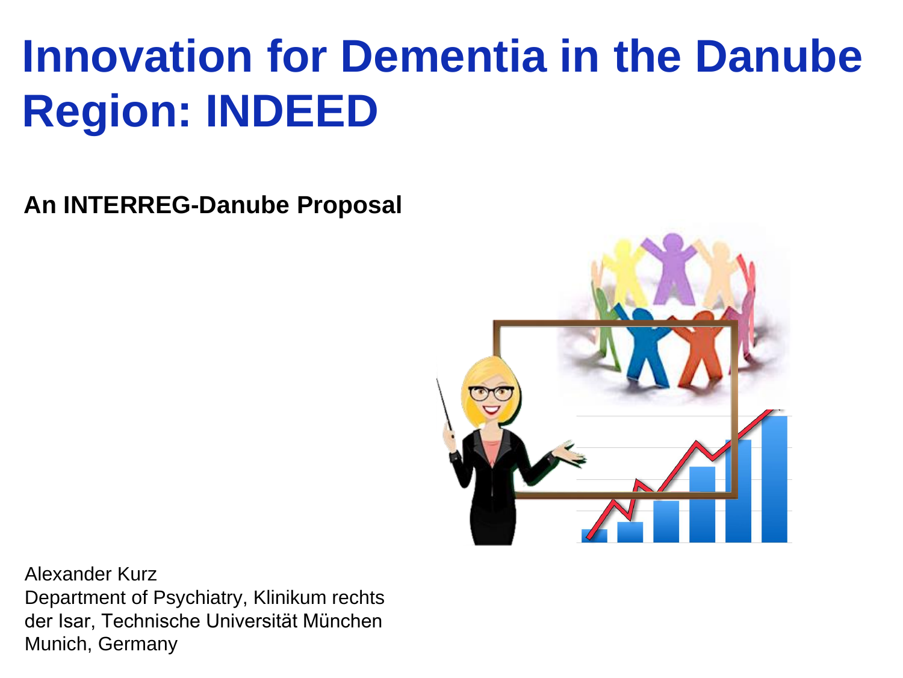# Innovation for Dementia in the Danube Region: INDEED

**An INTERREG-Danube Proposal**

Alexander Kurz
Department of Psychiatry, Klinikum rechts der Isar, Technische Universität München
Munich, Germany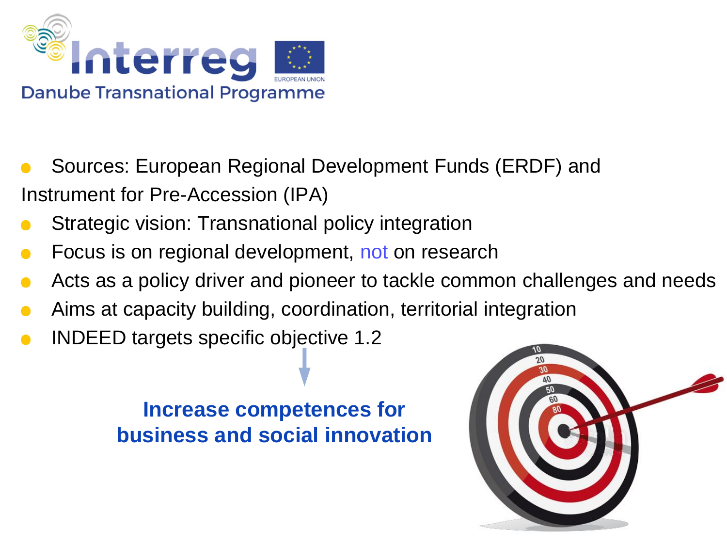Interreg

Danube Transnational Programme

- Sources: European Regional Development Funds (ERDF) and Instrument for Pre-Accession (IPA)
- Strategic vision: Transnational policy integration
- Focus is on regional development, not on research
- Acts as a policy driver and pioneer to tackle common challenges and needs
- Aims at capacity building, coordination, territorial integration
- INDEED targets specific objective 1.2

**Increase competences for business and social innovation**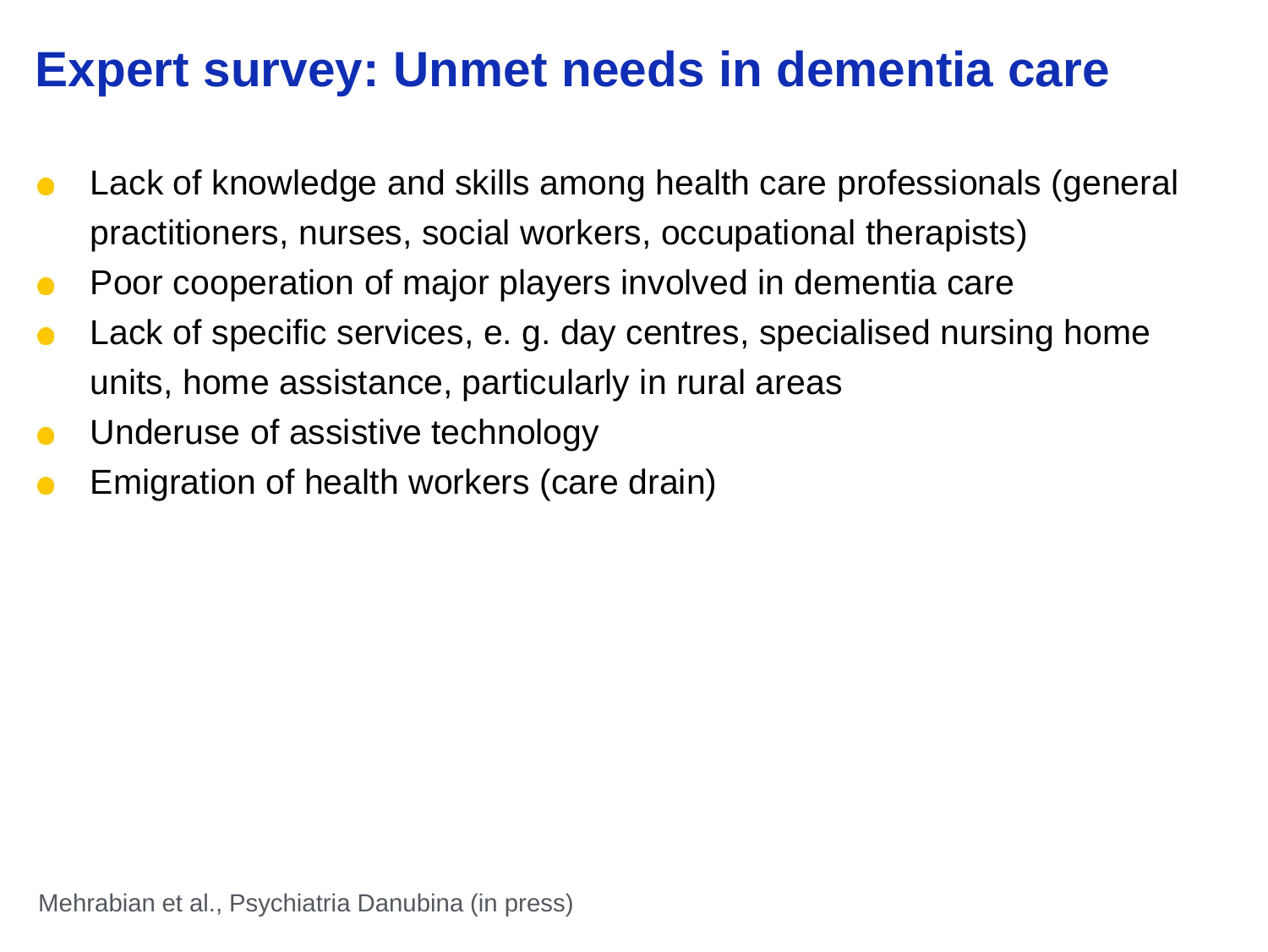# Expert survey: Unmet needs in dementia care

- Lack of knowledge and skills among health care professionals (general practitioners, nurses, social workers, occupational therapists)
- Poor cooperation of major players involved in dementia care
- Lack of specific services, e. g. day centres, specialised nursing home units, home assistance, particularly in rural areas
- Underuse of assistive technology
- Emigration of health workers (care drain)

Mehrabian et al., Psychiatria Danubina (in press)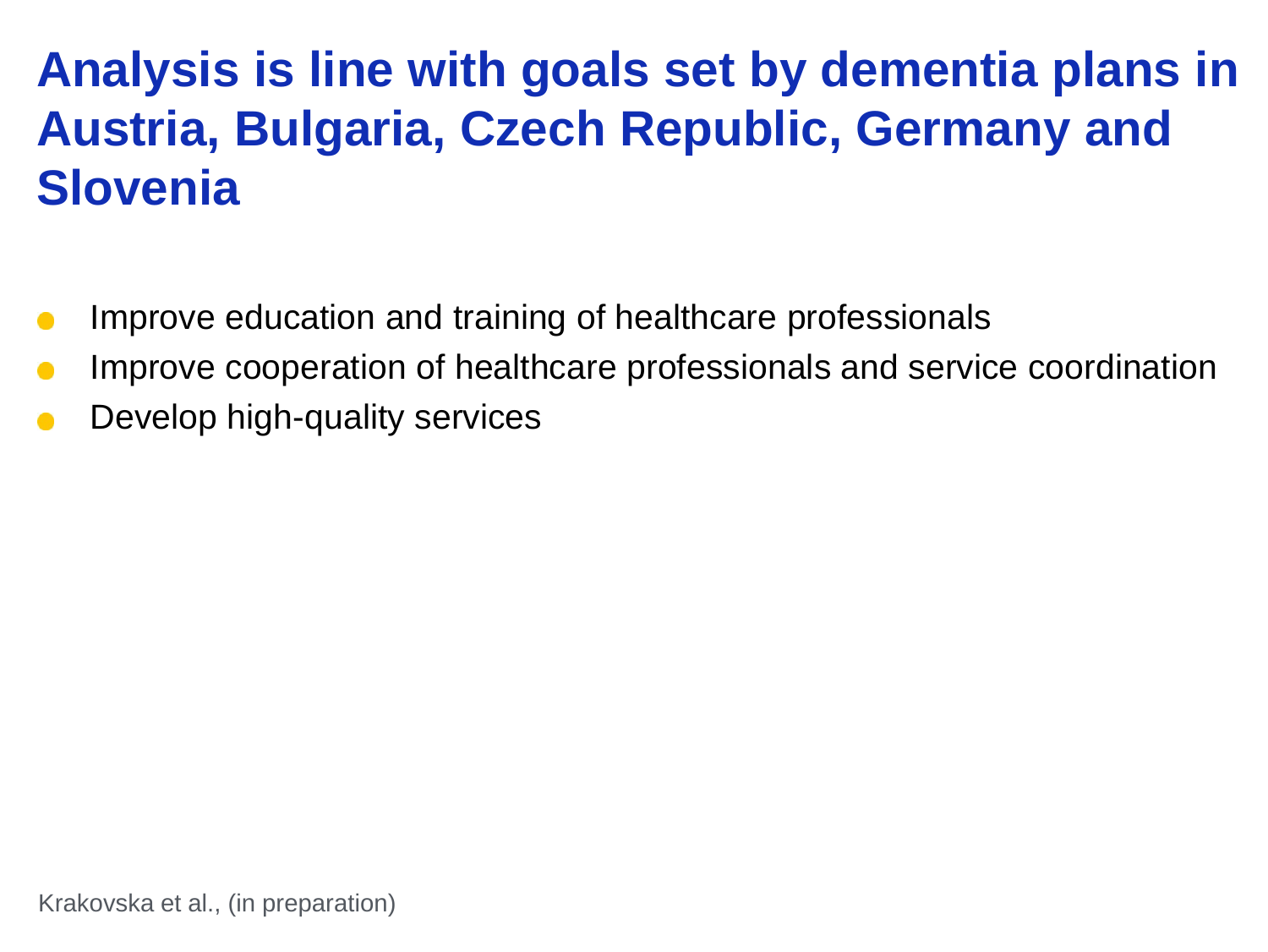# Analysis is line with goals set by dementia plans in Austria, Bulgaria, Czech Republic, Germany and Slovenia

- Improve education and training of healthcare professionals
- Improve cooperation of healthcare professionals and service coordination
- Develop high-quality services

Krakovska et al., (in preparation)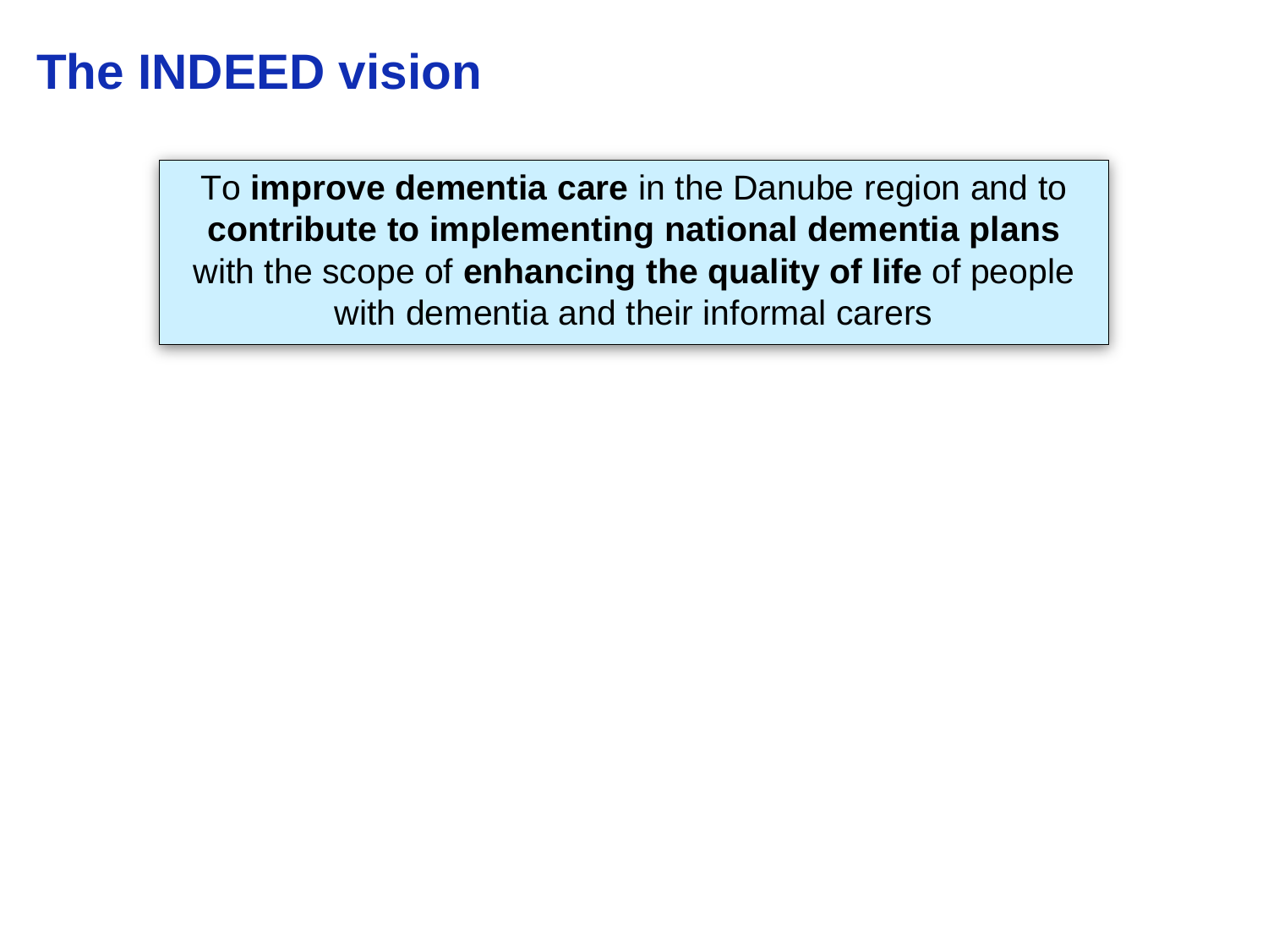# The INDEED vision

To **improve dementia care** in the Danube region and to **contribute to implementing national dementia plans** with the scope of **enhancing the quality of life** of people with dementia and their informal carers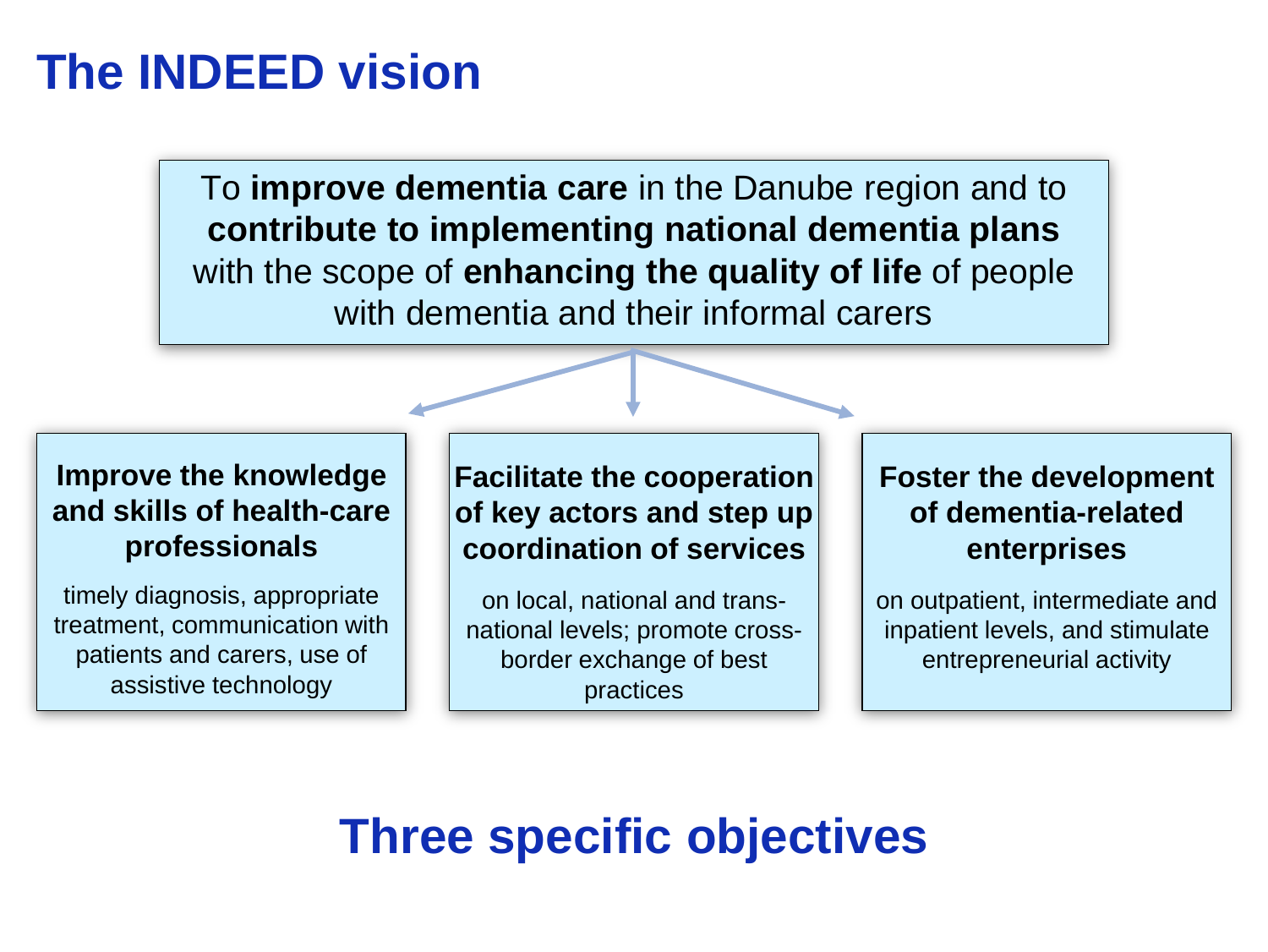# The INDEED vision

To **improve dementia care** in the Danube region and to **contribute to implementing national dementia plans** with the scope of **enhancing the quality of life** of people with dementia and their informal carers

**Improve the knowledge and skills of health-care professionals**

timely diagnosis, appropriate treatment, communication with patients and carers, use of assistive technology

**Facilitate the cooperation of key actors and step up coordination of services**

on local, national and trans-national levels; promote cross-border exchange of best practices

**Foster the development of dementia-related enterprises**

on outpatient, intermediate and inpatient levels, and stimulate entrepreneurial activity

## Three specific objectives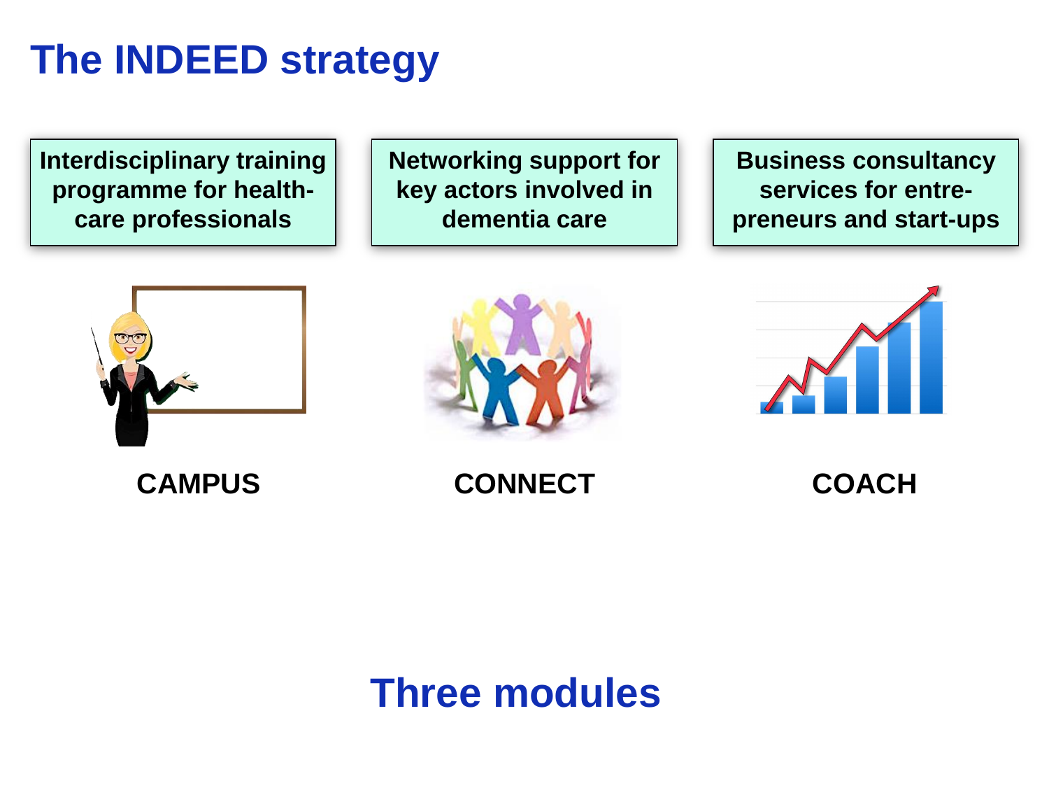# The INDEED strategy

| Interdisciplinary training programme for health-care professionals | Networking support for key actors involved in dementia care | Business consultancy services for entre-preneurs and start-ups |
| --- | --- | --- |
| **CAMPUS** | **CONNECT** | **COACH** |

## Three modules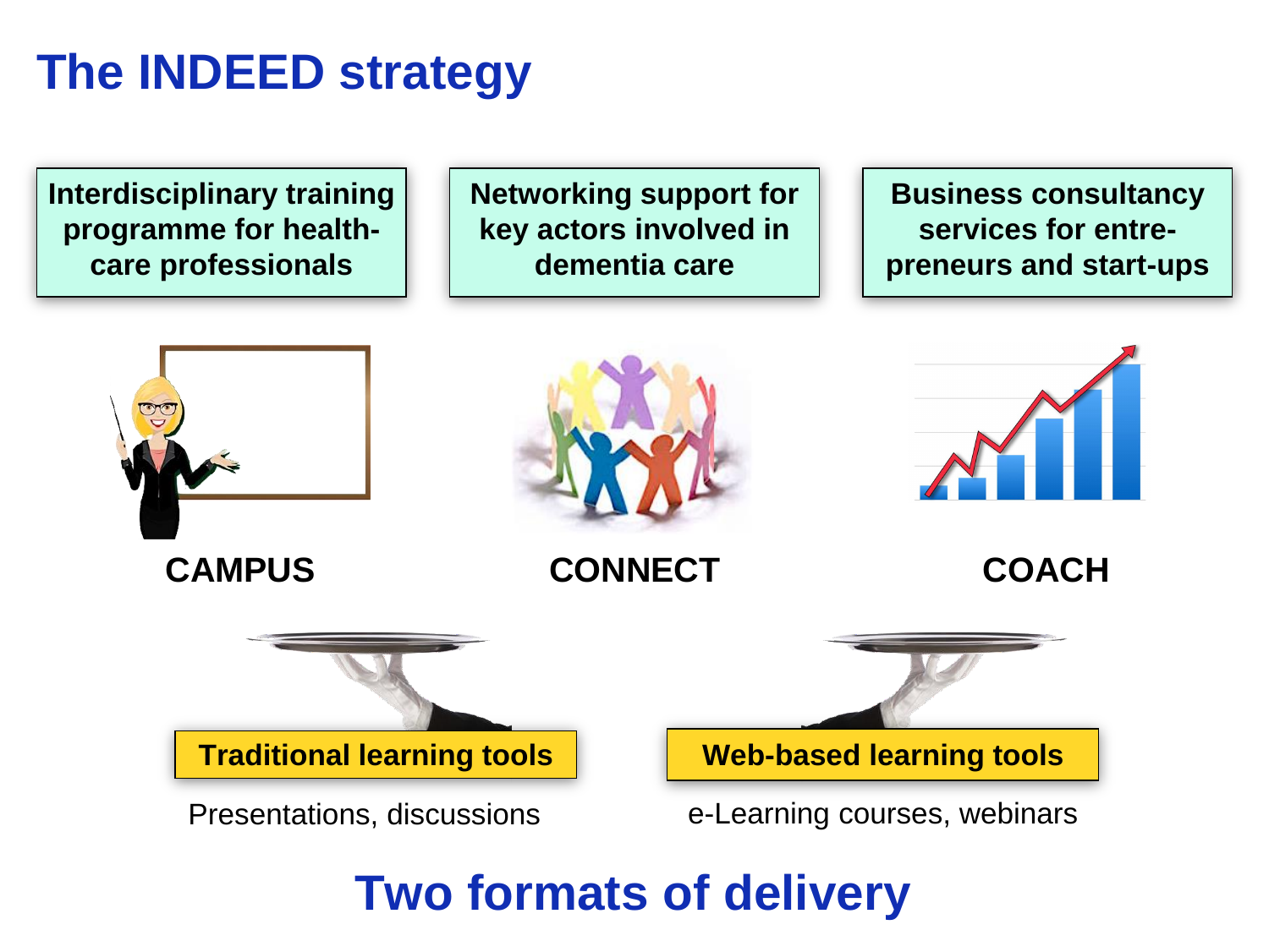# The INDEED strategy

**Interdisciplinary training programme for health-care professionals**

**CAMPUS**

**Networking support for key actors involved in dementia care**

**CONNECT**

**Business consultancy services for entre-preneurs and start-ups**

**COACH**

**Traditional learning tools**

Presentations, discussions

**Web-based learning tools**

e-Learning courses, webinars

## Two formats of delivery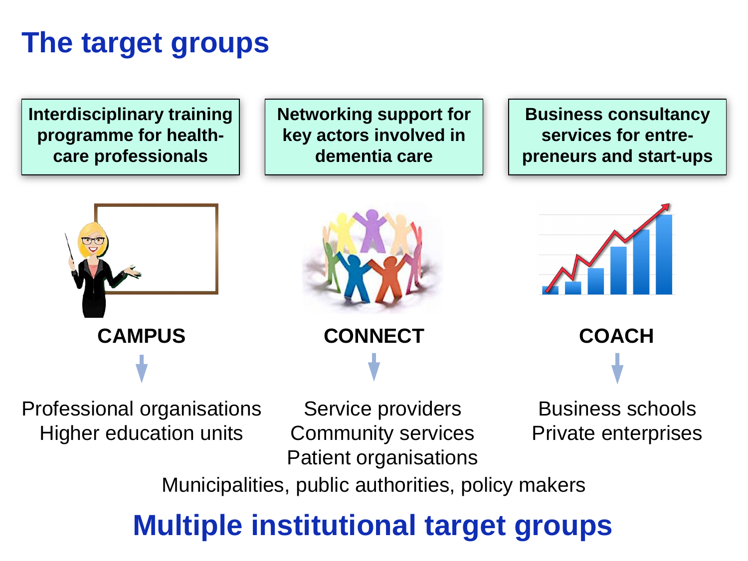# The target groups

| Interdisciplinary training programme for health-care professionals | Networking support for key actors involved in dementia care | Business consultancy services for entre-preneurs and start-ups |
|---|---|---|
| **CAMPUS** | **CONNECT** | **COACH** |
| Professional organisations<br>Higher education units | Service providers<br>Community services<br>Patient organisations | Business schools<br>Private enterprises |

Municipalities, public authorities, policy makers

## Multiple institutional target groups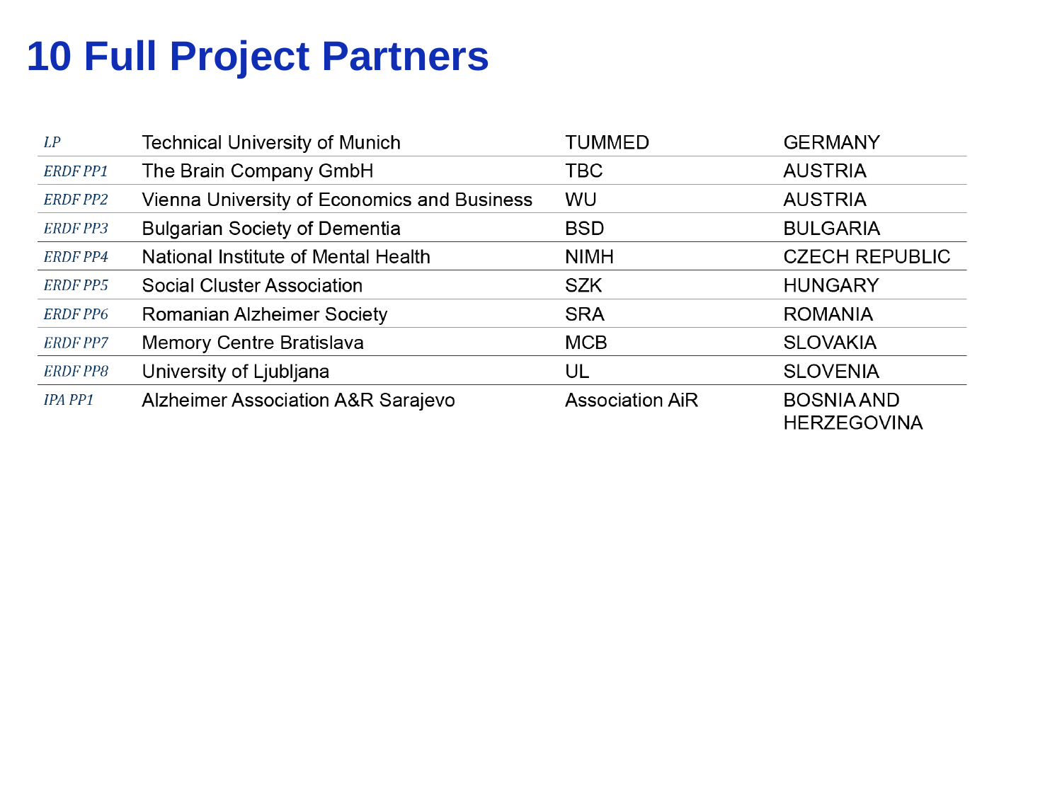# 10 Full Project Partners

| | | | |
|---|---|---|---|
| *LP* | Technical University of Munich | TUMMED | GERMANY |
| *ERDF PP1* | The Brain Company GmbH | TBC | AUSTRIA |
| *ERDF PP2* | Vienna University of Economics and Business | WU | AUSTRIA |
| *ERDF PP3* | Bulgarian Society of Dementia | BSD | BULGARIA |
| *ERDF PP4* | National Institute of Mental Health | NIMH | CZECH REPUBLIC |
| *ERDF PP5* | Social Cluster Association | SZK | HUNGARY |
| *ERDF PP6* | Romanian Alzheimer Society | SRA | ROMANIA |
| *ERDF PP7* | Memory Centre Bratislava | MCB | SLOVAKIA |
| *ERDF PP8* | University of Ljubljana | UL | SLOVENIA |
| *IPA PP1* | Alzheimer Association A&R Sarajevo | Association AiR | BOSNIA AND HERZEGOVINA |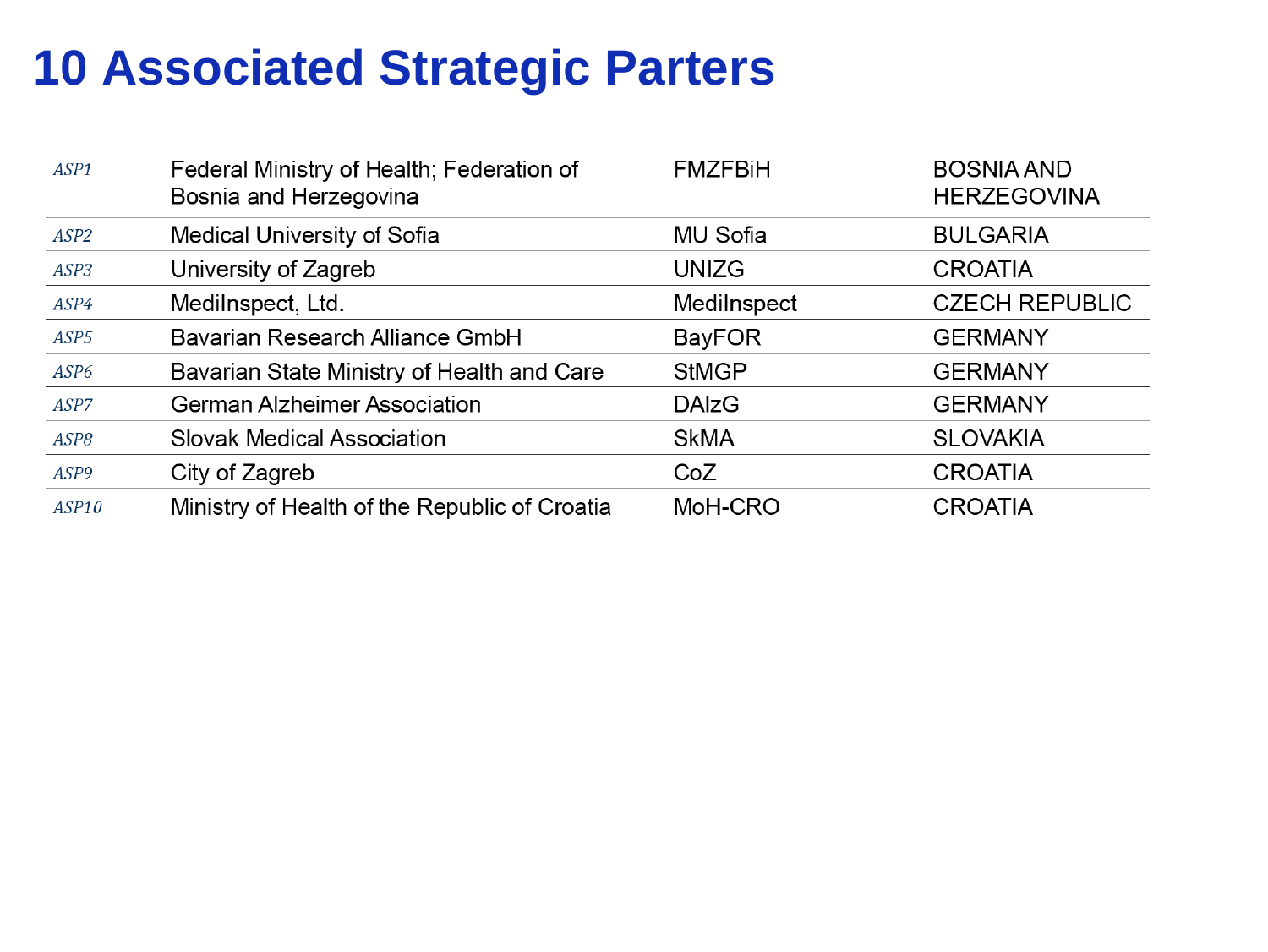# 10 Associated Strategic Parters

| | | | |
|---|---|---|---|
| *ASP1* | Federal Ministry of Health; Federation of Bosnia and Herzegovina | FMZFBiH | BOSNIA AND HERZEGOVINA |
| *ASP2* | Medical University of Sofia | MU Sofia | BULGARIA |
| *ASP3* | University of Zagreb | UNIZG | CROATIA |
| *ASP4* | MediInspect, Ltd. | MediInspect | CZECH REPUBLIC |
| *ASP5* | Bavarian Research Alliance GmbH | BayFOR | GERMANY |
| *ASP6* | Bavarian State Ministry of Health and Care | StMGP | GERMANY |
| *ASP7* | German Alzheimer Association | DAlzG | GERMANY |
| *ASP8* | Slovak Medical Association | SkMA | SLOVAKIA |
| *ASP9* | City of Zagreb | CoZ | CROATIA |
| *ASP10* | Ministry of Health of the Republic of Croatia | MoH-CRO | CROATIA |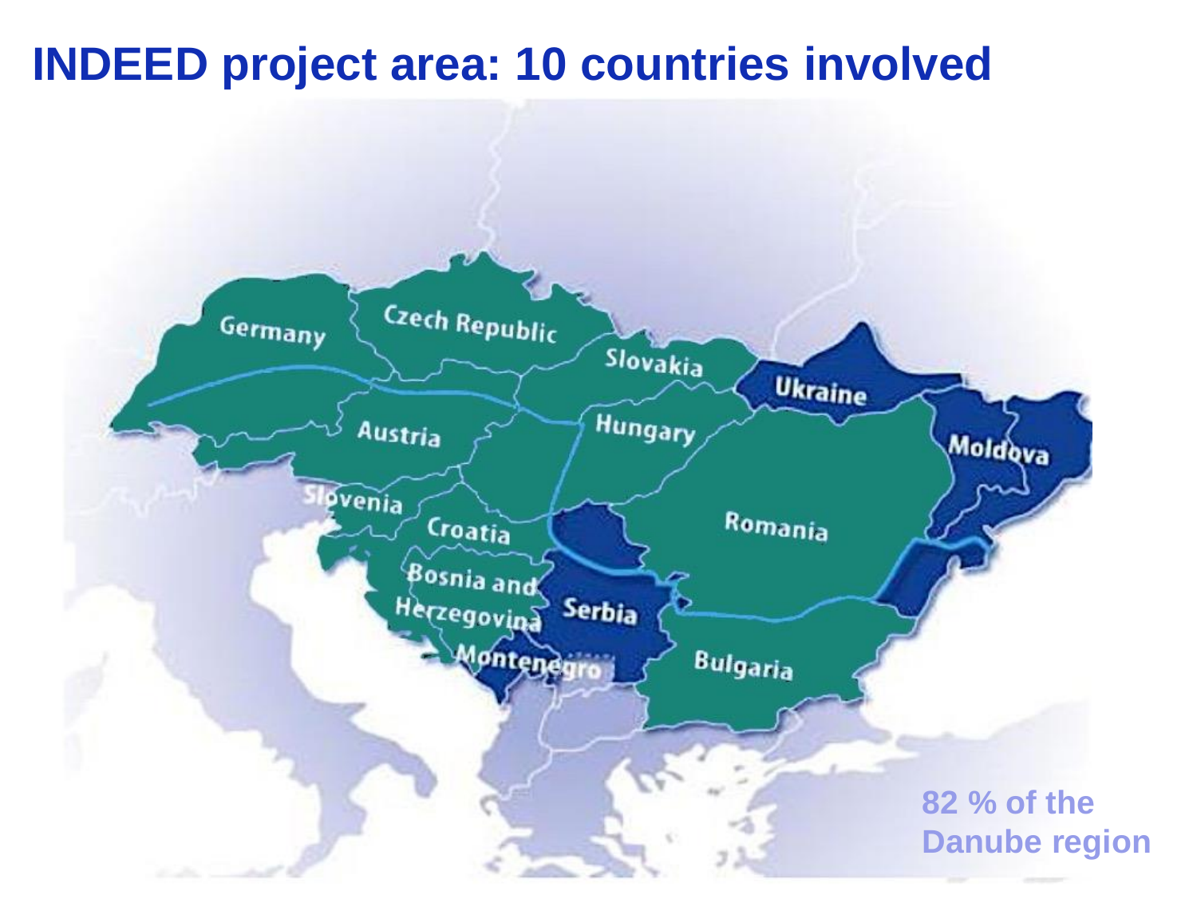# INDEED project area: 10 countries involved

Germany

Czech Republic

Slovakia

Ukraine

Austria

Hungary

Moldova

Slovenia

Croatia

Romania

Bosnia and Herzegovina

Serbia

Montenegro

Bulgaria

82 % of the Danube region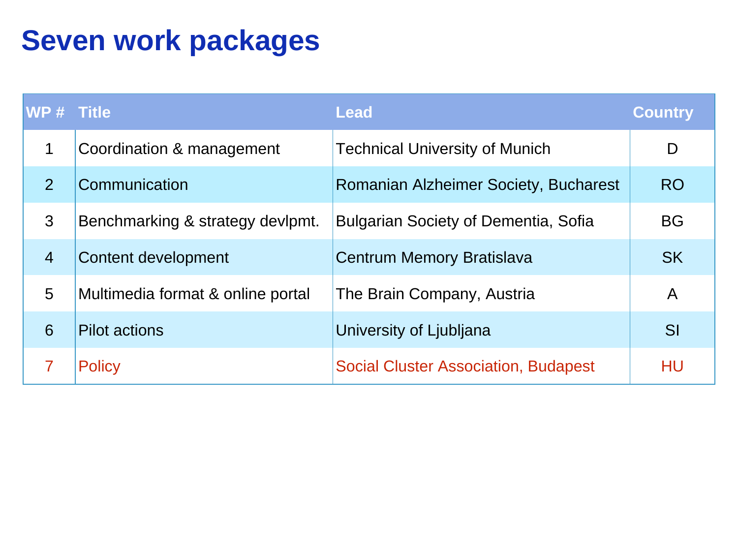# Seven work packages

| WP # | Title | Lead | Country |
|---|---|---|---|
| 1 | Coordination & management | Technical University of Munich | D |
| 2 | Communication | Romanian Alzheimer Society, Bucharest | RO |
| 3 | Benchmarking & strategy devlpmt. | Bulgarian Society of Dementia, Sofia | BG |
| 4 | Content development | Centrum Memory Bratislava | SK |
| 5 | Multimedia format & online portal | The Brain Company, Austria | A |
| 6 | Pilot actions | University of Ljubljana | SI |
| 7 | Policy | Social Cluster Association, Budapest | HU |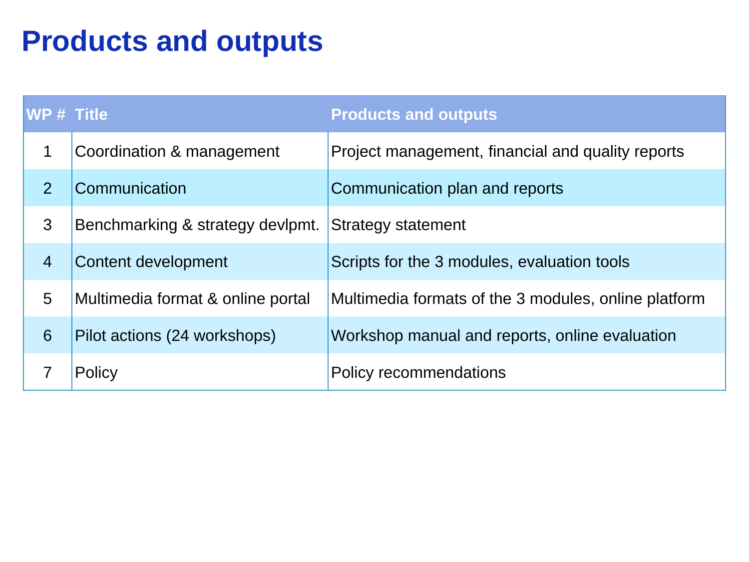# Products and outputs

| WP # | Title | Products and outputs |
|---|---|---|
| 1 | Coordination & management | Project management, financial and quality reports |
| 2 | Communication | Communication plan and reports |
| 3 | Benchmarking & strategy devlpmt. | Strategy statement |
| 4 | Content development | Scripts for the 3 modules, evaluation tools |
| 5 | Multimedia format & online portal | Multimedia formats of the 3 modules, online platform |
| 6 | Pilot actions (24 workshops) | Workshop manual and reports, online evaluation |
| 7 | Policy | Policy recommendations |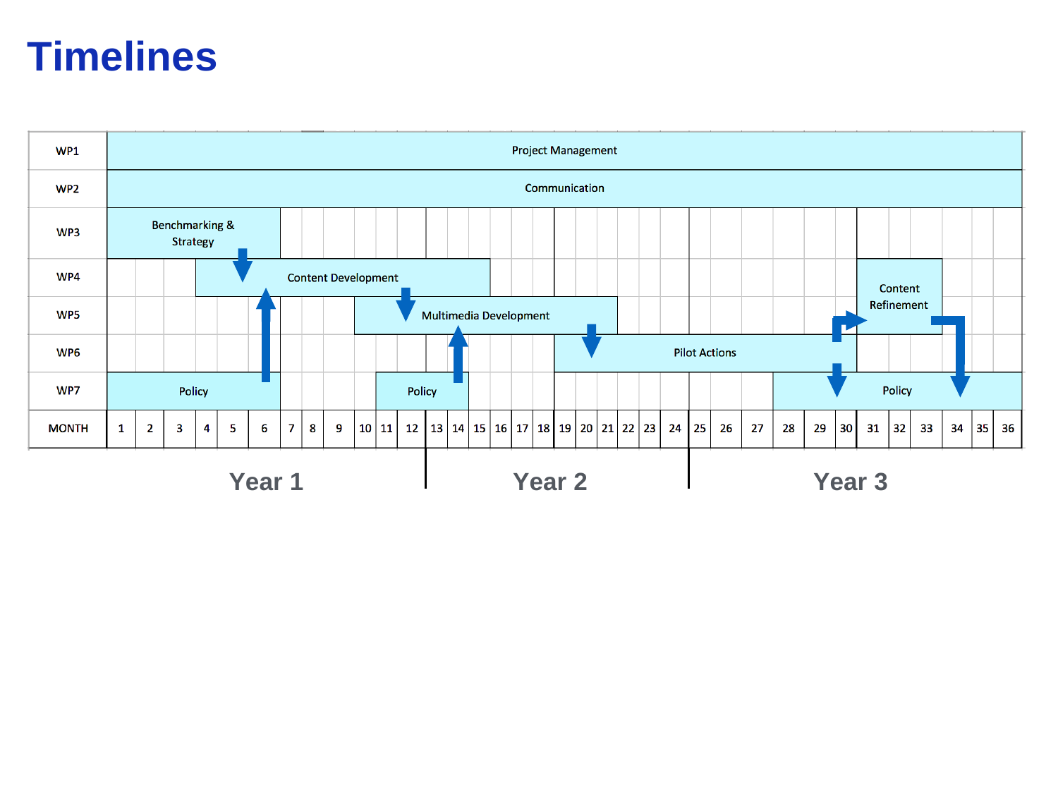# Timelines

| | |
|---|---|
| WP1 | Project Management (Months 1–36) |
| WP2 | Communication (Months 1–36) |
| WP3 | Benchmarking & Strategy (Months 1–6) |
| WP4 | Content Development (Months 4–15); Content Refinement (Months 31–34) |
| WP5 | Multimedia Development (Months 10–21) |
| WP6 | Pilot Actions (Months 19–30) |
| WP7 | Policy (Months 1–6); Policy (Months 11–14); Policy (Months 28–36) |

MONTH: 1–36

Year 1 | Year 2 | Year 3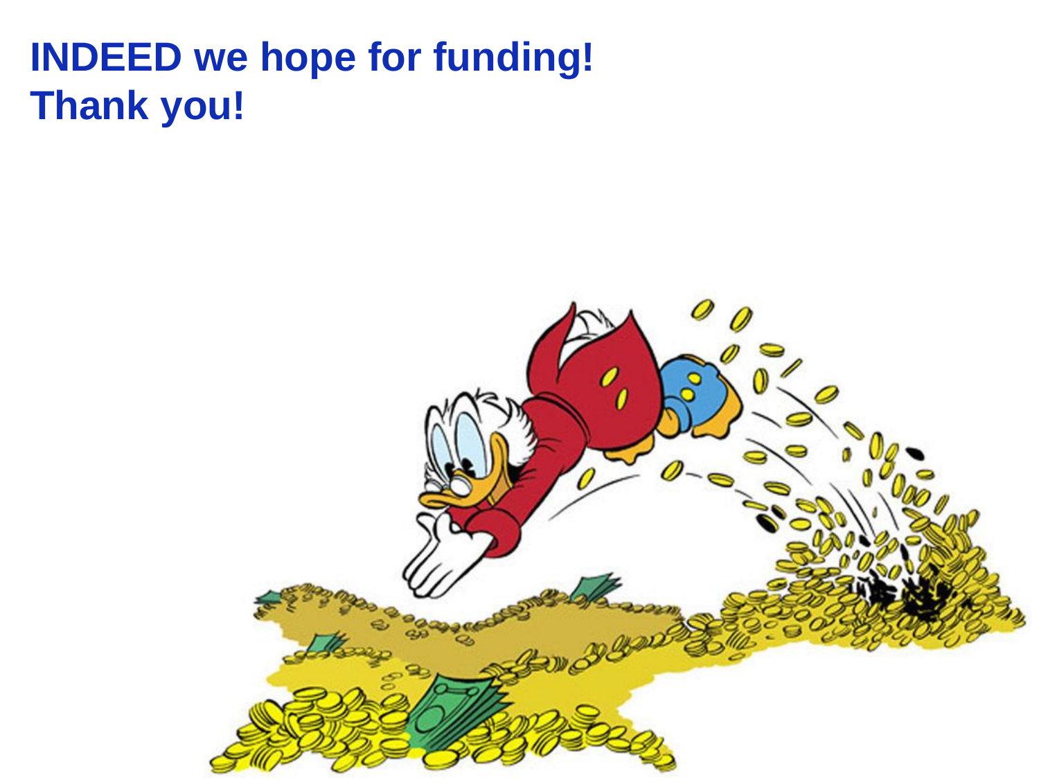**INDEED we hope for funding!**
**Thank you!**